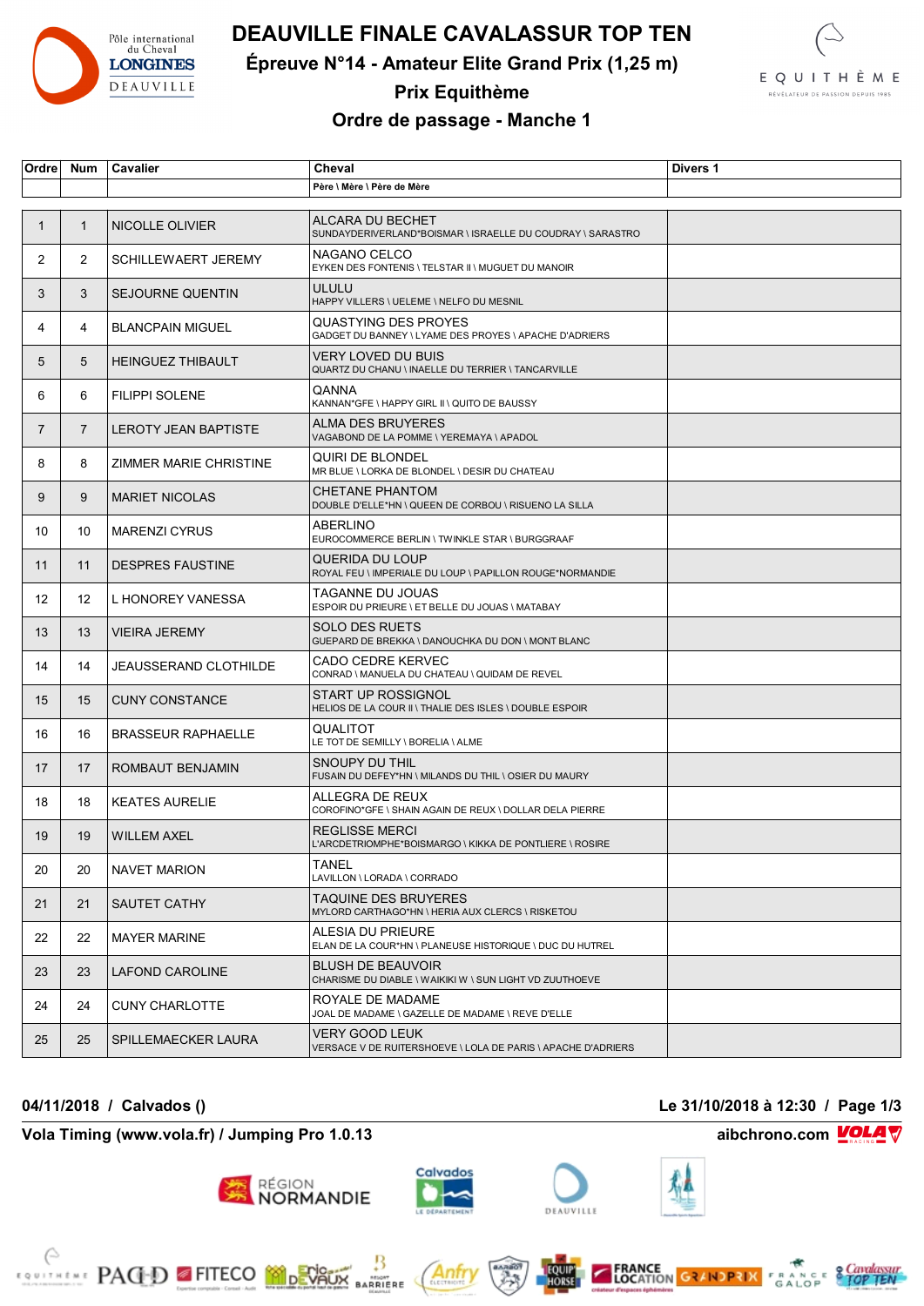# DEAUVILLE FINALE CAVALASSUR TOP TEN

## Épreuve N°14 - Amateur Elite Grand Prix (1,25 m)

## Prix Equithème

## Ordre de passage - Manche 1

| Ordre | Num | Cavalier | Cheval<br>Père \ Mère \ Père de Mère | Divers 1 |
|---|---|---|---|---|
| 1 | 1 | NICOLLE OLIVIER | ALCARA DU BECHET<br>SUNDAYDERIVERLAND*BOISMAR \ ISRAELLE DU COUDRAY \ SARASTRO | |
| 2 | 2 | SCHILLEWAERT JEREMY | NAGANO CELCO<br>EYKEN DES FONTENIS \ TELSTAR II \ MUGUET DU MANOIR | |
| 3 | 3 | SEJOURNE QUENTIN | ULULU<br>HAPPY VILLERS \ UELEME \ NELFO DU MESNIL | |
| 4 | 4 | BLANCPAIN MIGUEL | QUASTYING DES PROYES<br>GADGET DU BANNEY \ LYAME DES PROYES \ APACHE D'ADRIERS | |
| 5 | 5 | HEINGUEZ THIBAULT | VERY LOVED DU BUIS<br>QUARTZ DU CHANU \ INAELLE DU TERRIER \ TANCARVILLE | |
| 6 | 6 | FILIPPI SOLENE | QANNA<br>KANNAN*GFE \ HAPPY GIRL II \ QUITO DE BAUSSY | |
| 7 | 7 | LEROTY JEAN BAPTISTE | ALMA DES BRUYERES<br>VAGABOND DE LA POMME \ YEREMAYA \ APADOL | |
| 8 | 8 | ZIMMER MARIE CHRISTINE | QUIRI DE BLONDEL<br>MR BLUE \ LORKA DE BLONDEL \ DESIR DU CHATEAU | |
| 9 | 9 | MARIET NICOLAS | CHETANE PHANTOM<br>DOUBLE D'ELLE*HN \ QUEEN DE CORBOU \ RISUENO LA SILLA | |
| 10 | 10 | MARENZI CYRUS | ABERLINO<br>EUROCOMMERCE BERLIN \ TWINKLE STAR \ BURGGRAAF | |
| 11 | 11 | DESPRES FAUSTINE | QUERIDA DU LOUP<br>ROYAL FEU \ IMPERIALE DU LOUP \ PAPILLON ROUGE*NORMANDIE | |
| 12 | 12 | L HONOREY VANESSA | TAGANNE DU JOUAS<br>ESPOIR DU PRIEURE \ ET BELLE DU JOUAS \ MATABAY | |
| 13 | 13 | VIEIRA JEREMY | SOLO DES RUETS<br>GUEPARD DE BREKKA \ DANOUCHKA DU DON \ MONT BLANC | |
| 14 | 14 | JEAUSSERAND CLOTHILDE | CADO CEDRE KERVEC<br>CONRAD \ MANUELA DU CHATEAU \ QUIDAM DE REVEL | |
| 15 | 15 | CUNY CONSTANCE | START UP ROSSIGNOL<br>HELIOS DE LA COUR II \ THALIE DES ISLES \ DOUBLE ESPOIR | |
| 16 | 16 | BRASSEUR RAPHAELLE | QUALITOT<br>LE TOT DE SEMILLY \ BORELIA \ ALME | |
| 17 | 17 | ROMBAUT BENJAMIN | SNOUPY DU THIL<br>FUSAIN DU DEFEY*HN \ MILANDS DU THIL \ OSIER DU MAURY | |
| 18 | 18 | KEATES AURELIE | ALLEGRA DE REUX<br>COROFINO*GFE \ SHAIN AGAIN DE REUX \ DOLLAR DELA PIERRE | |
| 19 | 19 | WILLEM AXEL | REGLISSE MERCI<br>L'ARCDETRIOMPHE*BOISMARGO \ KIKKA DE PONTLIERE \ ROSIRE | |
| 20 | 20 | NAVET MARION | TANEL<br>LAVILLON \ LORADA \ CORRADO | |
| 21 | 21 | SAUTET CATHY | TAQUINE DES BRUYERES<br>MYLORD CARTHAGO*HN \ HERIA AUX CLERCS \ RISKETOU | |
| 22 | 22 | MAYER MARINE | ALESIA DU PRIEURE<br>ELAN DE LA COUR*HN \ PLANEUSE HISTORIQUE \ DUC DU HUTREL | |
| 23 | 23 | LAFOND CAROLINE | BLUSH DE BEAUVOIR<br>CHARISME DU DIABLE \ WAIKIKI W \ SUN LIGHT VD ZUUTHOEVE | |
| 24 | 24 | CUNY CHARLOTTE | ROYALE DE MADAME<br>JOAL DE MADAME \ GAZELLE DE MADAME \ REVE D'ELLE | |
| 25 | 25 | SPILLEMAECKER LAURA | VERY GOOD LEUK<br>VERSACE V DE RUITERSHOEVE \ LOLA DE PARIS \ APACHE D'ADRIERS | |

**04/11/2018 / Calvados ()** — **Le 31/10/2018 à 12:30**

**Vola Timing (www.vola.fr) / Jumping Pro 1.0.13** — **aibchrono.com**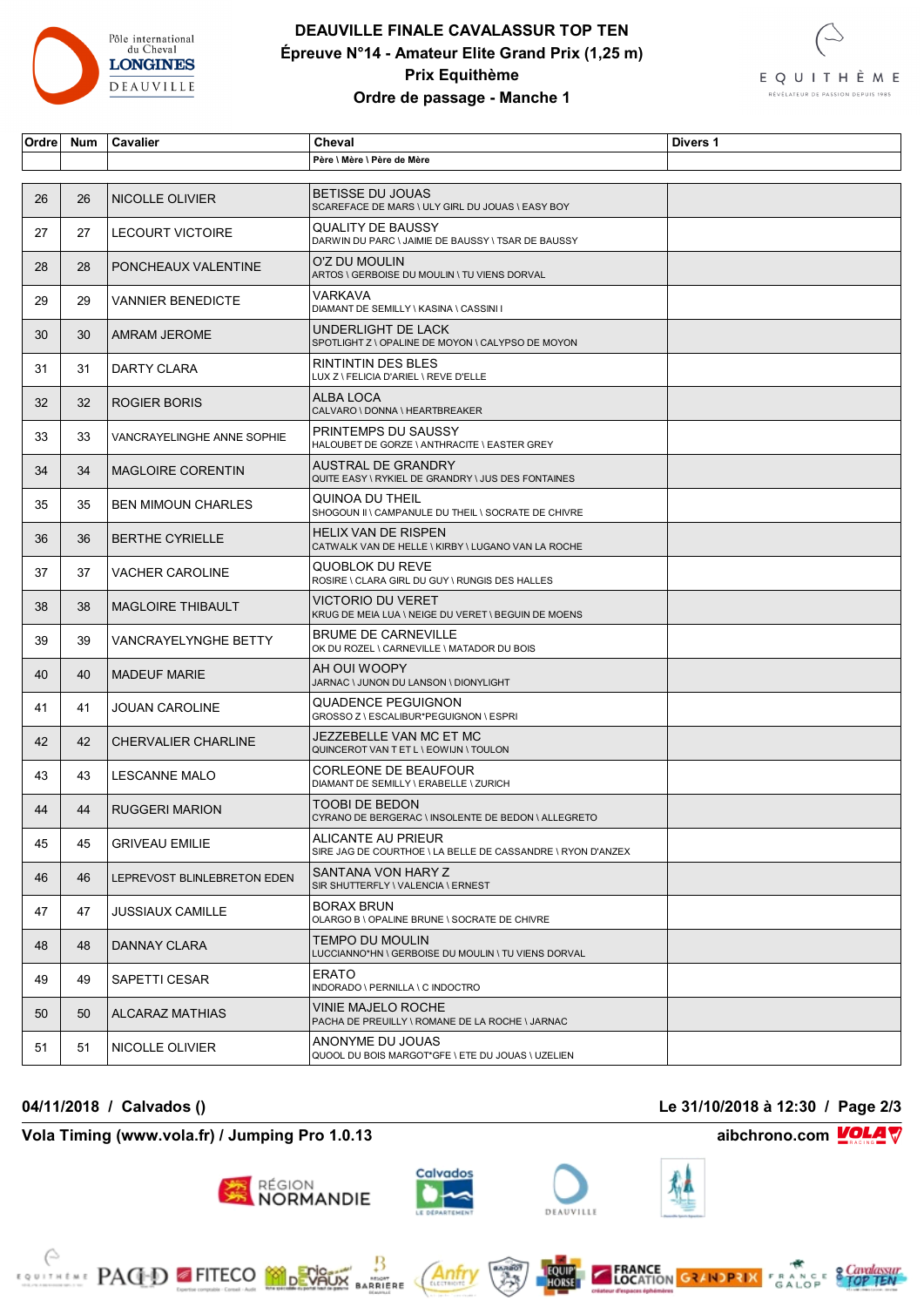# DEAUVILLE FINALE CAVALASSUR TOP TEN

## Épreuve N°14 - Amateur Elite Grand Prix (1,25 m)

### Prix Equithème

### Ordre de passage - Manche 1

| Ordre | Num | Cavalier | Cheval<br>Père \ Mère \ Père de Mère | Divers 1 |
|---|---|---|---|---|
| 26 | 26 | NICOLLE OLIVIER | BETISSE DU JOUAS<br>SCAREFACE DE MARS \ ULY GIRL DU JOUAS \ EASY BOY | |
| 27 | 27 | LECOURT VICTOIRE | QUALITY DE BAUSSY<br>DARWIN DU PARC \ JAIMIE DE BAUSSY \ TSAR DE BAUSSY | |
| 28 | 28 | PONCHEAUX VALENTINE | O'Z DU MOULIN<br>ARTOS \ GERBOISE DU MOULIN \ TU VIENS DORVAL | |
| 29 | 29 | VANNIER BENEDICTE | VARKAVA<br>DIAMANT DE SEMILLY \ KASINA \ CASSINI I | |
| 30 | 30 | AMRAM JEROME | UNDERLIGHT DE LACK<br>SPOTLIGHT Z \ OPALINE DE MOYON \ CALYPSO DE MOYON | |
| 31 | 31 | DARTY CLARA | RINTINTIN DES BLES<br>LUX Z \ FELICIA D'ARIEL \ REVE D'ELLE | |
| 32 | 32 | ROGIER BORIS | ALBA LOCA<br>CALVARO \ DONNA \ HEARTBREAKER | |
| 33 | 33 | VANCRAYELINGHE ANNE SOPHIE | PRINTEMPS DU SAUSSY<br>HALOUBET DE GORZE \ ANTHRACITE \ EASTER GREY | |
| 34 | 34 | MAGLOIRE CORENTIN | AUSTRAL DE GRANDRY<br>QUITE EASY \ RYKIEL DE GRANDRY \ JUS DES FONTAINES | |
| 35 | 35 | BEN MIMOUN CHARLES | QUINOA DU THEIL<br>SHOGOUN II \ CAMPANULE DU THEIL \ SOCRATE DE CHIVRE | |
| 36 | 36 | BERTHE CYRIELLE | HELIX VAN DE RISPEN<br>CATWALK VAN DE HELLE \ KIRBY \ LUGANO VAN LA ROCHE | |
| 37 | 37 | VACHER CAROLINE | QUOBLOK DU REVE<br>ROSIRE \ CLARA GIRL DU GUY \ RUNGIS DES HALLES | |
| 38 | 38 | MAGLOIRE THIBAULT | VICTORIO DU VERET<br>KRUG DE MEIA LUA \ NEIGE DU VERET \ BEGUIN DE MOENS | |
| 39 | 39 | VANCRAYELYNGHE BETTY | BRUME DE CARNEVILLE<br>OK DU ROZEL \ CARNEVILLE \ MATADOR DU BOIS | |
| 40 | 40 | MADEUF MARIE | AH OUI WOOPY<br>JARNAC \ JUNON DU LANSON \ DIONYLIGHT | |
| 41 | 41 | JOUAN CAROLINE | QUADENCE PEGUIGNON<br>GROSSO Z \ ESCALIBUR*PEGUIGNON \ ESPRI | |
| 42 | 42 | CHERVALIER CHARLINE | JEZZEBELLE VAN MC ET MC<br>QUINCEROT VAN T ET L \ EOWIJN \ TOULON | |
| 43 | 43 | LESCANNE MALO | CORLEONE DE BEAUFOUR<br>DIAMANT DE SEMILLY \ ERABELLE \ ZURICH | |
| 44 | 44 | RUGGERI MARION | TOOBI DE BEDON<br>CYRANO DE BERGERAC \ INSOLENTE DE BEDON \ ALLEGRETO | |
| 45 | 45 | GRIVEAU EMILIE | ALICANTE AU PRIEUR<br>SIRE JAG DE COURTHOE \ LA BELLE DE CASSANDRE \ RYON D'ANZEX | |
| 46 | 46 | LEPREVOST BLINLEBRETON EDEN | SANTANA VON HARY Z<br>SIR SHUTTERFLY \ VALENCIA \ ERNEST | |
| 47 | 47 | JUSSIAUX CAMILLE | BORAX BRUN<br>OLARGO B \ OPALINE BRUNE \ SOCRATE DE CHIVRE | |
| 48 | 48 | DANNAY CLARA | TEMPO DU MOULIN<br>LUCCIANNO*HN \ GERBOISE DU MOULIN \ TU VIENS DORVAL | |
| 49 | 49 | SAPETTI CESAR | ERATO<br>INDORADO \ PERNILLA \ C INDOCTRO | |
| 50 | 50 | ALCARAZ MATHIAS | VINIE MAJELO ROCHE<br>PACHA DE PREUILLY \ ROMANE DE LA ROCHE \ JARNAC | |
| 51 | 51 | NICOLLE OLIVIER | ANONYME DU JOUAS<br>QUOOL DU BOIS MARGOT*GFE \ ETE DU JOUAS \ UZELIEN | |

**04/11/2018 / Calvados ()** — **Le 31/10/2018 à 12:30**

**Vola Timing (www.vola.fr) / Jumping Pro 1.0.13** — **aibchrono.com**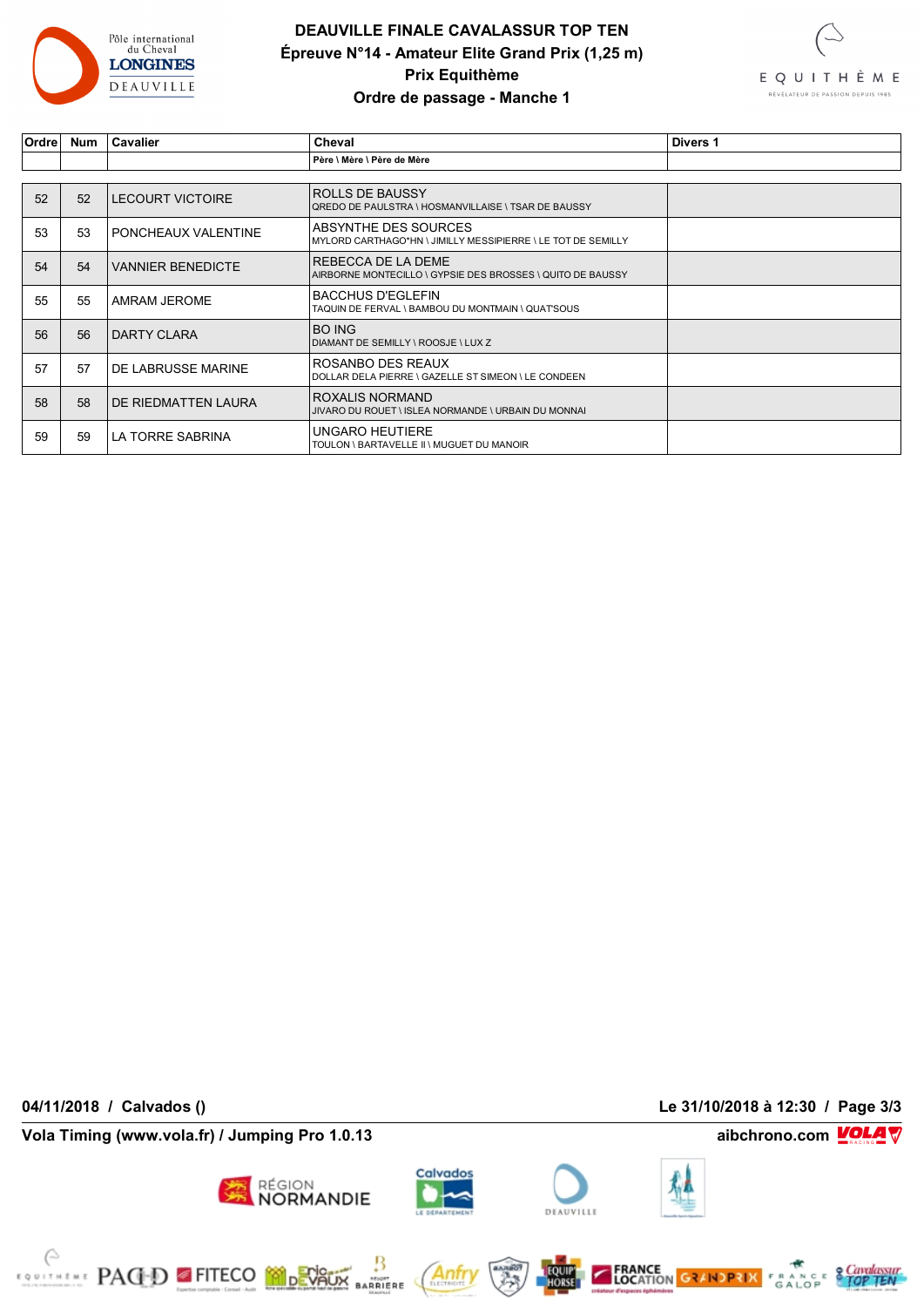# DEAUVILLE FINALE CAVALASSUR TOP TEN

## Épreuve N°14 - Amateur Elite Grand Prix (1,25 m)

## Prix Equithème

## Ordre de passage - Manche 1

| Ordre | Num | Cavalier | Cheval<br>Père \ Mère \ Père de Mère | Divers 1 |
|---|---|---|---|---|
| 52 | 52 | LECOURT VICTOIRE | ROLLS DE BAUSSY<br>QREDO DE PAULSTRA \ HOSMANVILLAISE \ TSAR DE BAUSSY | |
| 53 | 53 | PONCHEAUX VALENTINE | ABSYNTHE DES SOURCES<br>MYLORD CARTHAGO*HN \ JIMILLY MESSIPIERRE \ LE TOT DE SEMILLY | |
| 54 | 54 | VANNIER BENEDICTE | REBECCA DE LA DEME<br>AIRBORNE MONTECILLO \ GYPSIE DES BROSSES \ QUITO DE BAUSSY | |
| 55 | 55 | AMRAM JEROME | BACCHUS D'EGLEFIN<br>TAQUIN DE FERVAL \ BAMBOU DU MONTMAIN \ QUAT'SOUS | |
| 56 | 56 | DARTY CLARA | BO ING<br>DIAMANT DE SEMILLY \ ROOSJE \ LUX Z | |
| 57 | 57 | DE LABRUSSE MARINE | ROSANBO DES REAUX<br>DOLLAR DELA PIERRE \ GAZELLE ST SIMEON \ LE CONDEEN | |
| 58 | 58 | DE RIEDMATTEN LAURA | ROXALIS NORMAND<br>JIVARO DU ROUET \ ISLEA NORMANDE \ URBAIN DU MONNAI | |
| 59 | 59 | LA TORRE SABRINA | UNGARO HEUTIERE<br>TOULON \ BARTAVELLE II \ MUGUET DU MANOIR | |

04/11/2018 / Calvados () — Le 31/10/2018 à 12:30

Vola Timing (www.vola.fr) / Jumping Pro 1.0.13 — aibchrono.com